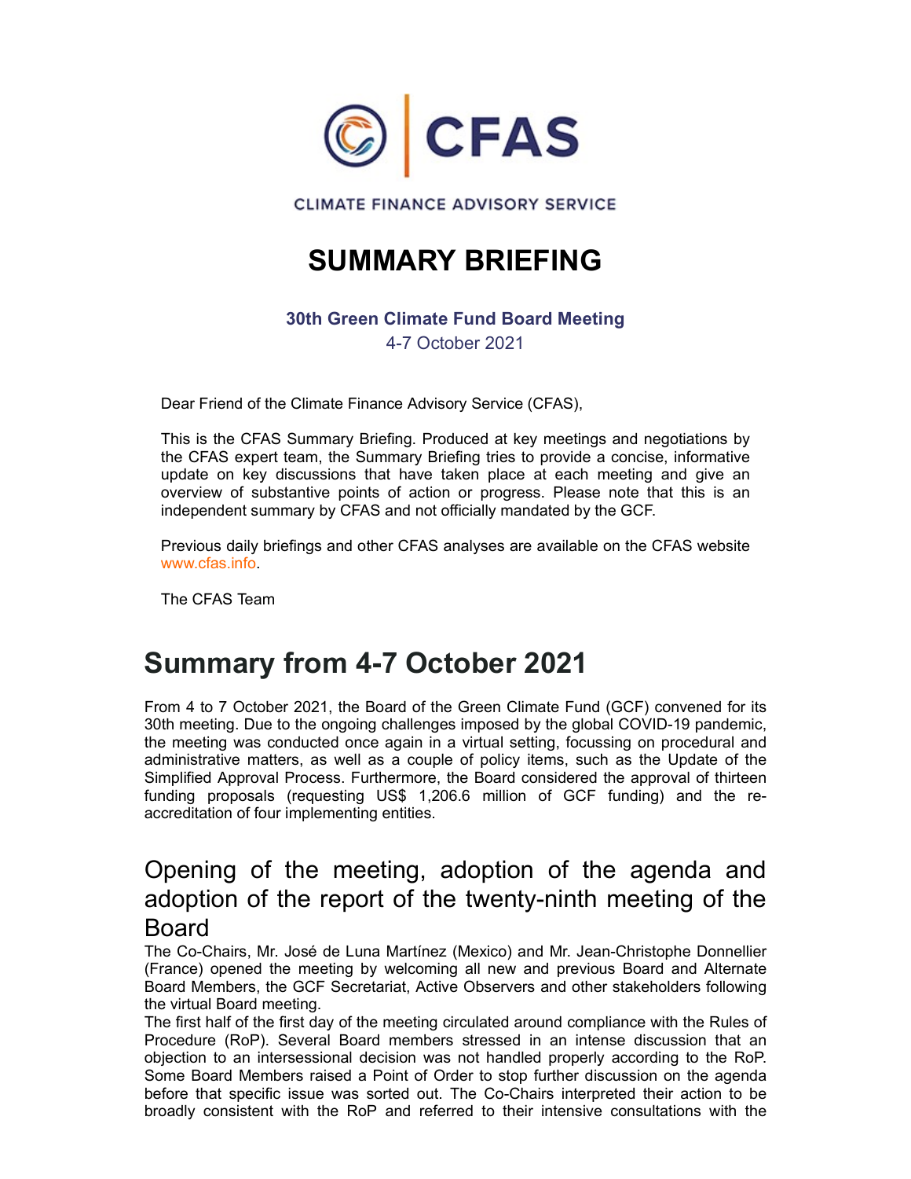CFAS

CLIMATE FINANCE ADVISORY SERVICE

# SUMMARY BRIEFING

**30th Green Climate Fund Board Meeting**

4-7 October 2021

Dear Friend of the Climate Finance Advisory Service (CFAS),

This is the CFAS Summary Briefing. Produced at key meetings and negotiations by the CFAS expert team, the Summary Briefing tries to provide a concise, informative update on key discussions that have taken place at each meeting and give an overview of substantive points of action or progress. Please note that this is an independent summary by CFAS and not officially mandated by the GCF.

Previous daily briefings and other CFAS analyses are available on the CFAS website www.cfas.info.

The CFAS Team

# Summary from 4-7 October 2021

From 4 to 7 October 2021, the Board of the Green Climate Fund (GCF) convened for its 30th meeting. Due to the ongoing challenges imposed by the global COVID-19 pandemic, the meeting was conducted once again in a virtual setting, focussing on procedural and administrative matters, as well as a couple of policy items, such as the Update of the Simplified Approval Process. Furthermore, the Board considered the approval of thirteen funding proposals (requesting US$ 1,206.6 million of GCF funding) and the re-accreditation of four implementing entities.

## Opening of the meeting, adoption of the agenda and adoption of the report of the twenty-ninth meeting of the Board

The Co-Chairs, Mr. José de Luna Martínez (Mexico) and Mr. Jean-Christophe Donnellier (France) opened the meeting by welcoming all new and previous Board and Alternate Board Members, the GCF Secretariat, Active Observers and other stakeholders following the virtual Board meeting.

The first half of the first day of the meeting circulated around compliance with the Rules of Procedure (RoP). Several Board members stressed in an intense discussion that an objection to an intersessional decision was not handled properly according to the RoP. Some Board Members raised a Point of Order to stop further discussion on the agenda before that specific issue was sorted out. The Co-Chairs interpreted their action to be broadly consistent with the RoP and referred to their intensive consultations with the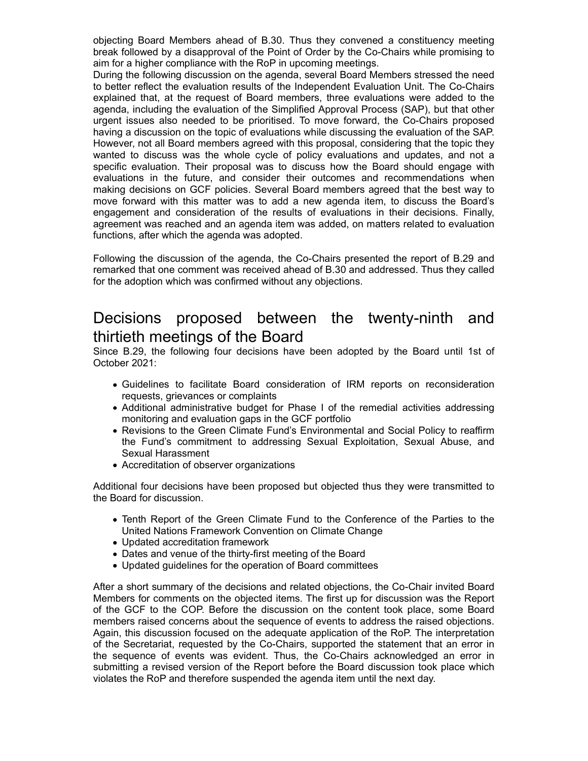objecting Board Members ahead of B.30. Thus they convened a constituency meeting break followed by a disapproval of the Point of Order by the Co-Chairs while promising to aim for a higher compliance with the RoP in upcoming meetings.
During the following discussion on the agenda, several Board Members stressed the need to better reflect the evaluation results of the Independent Evaluation Unit. The Co-Chairs explained that, at the request of Board members, three evaluations were added to the agenda, including the evaluation of the Simplified Approval Process (SAP), but that other urgent issues also needed to be prioritised. To move forward, the Co-Chairs proposed having a discussion on the topic of evaluations while discussing the evaluation of the SAP. However, not all Board members agreed with this proposal, considering that the topic they wanted to discuss was the whole cycle of policy evaluations and updates, and not a specific evaluation. Their proposal was to discuss how the Board should engage with evaluations in the future, and consider their outcomes and recommendations when making decisions on GCF policies. Several Board members agreed that the best way to move forward with this matter was to add a new agenda item, to discuss the Board's engagement and consideration of the results of evaluations in their decisions. Finally, agreement was reached and an agenda item was added, on matters related to evaluation functions, after which the agenda was adopted.

Following the discussion of the agenda, the Co-Chairs presented the report of B.29 and remarked that one comment was received ahead of B.30 and addressed. Thus they called for the adoption which was confirmed without any objections.

## Decisions proposed between the twenty-ninth and thirtieth meetings of the Board

Since B.29, the following four decisions have been adopted by the Board until 1st of October 2021:

- Guidelines to facilitate Board consideration of IRM reports on reconsideration requests, grievances or complaints
- Additional administrative budget for Phase I of the remedial activities addressing monitoring and evaluation gaps in the GCF portfolio
- Revisions to the Green Climate Fund's Environmental and Social Policy to reaffirm the Fund's commitment to addressing Sexual Exploitation, Sexual Abuse, and Sexual Harassment
- Accreditation of observer organizations

Additional four decisions have been proposed but objected thus they were transmitted to the Board for discussion.

- Tenth Report of the Green Climate Fund to the Conference of the Parties to the United Nations Framework Convention on Climate Change
- Updated accreditation framework
- Dates and venue of the thirty-first meeting of the Board
- Updated guidelines for the operation of Board committees

After a short summary of the decisions and related objections, the Co-Chair invited Board Members for comments on the objected items. The first up for discussion was the Report of the GCF to the COP. Before the discussion on the content took place, some Board members raised concerns about the sequence of events to address the raised objections. Again, this discussion focused on the adequate application of the RoP. The interpretation of the Secretariat, requested by the Co-Chairs, supported the statement that an error in the sequence of events was evident. Thus, the Co-Chairs acknowledged an error in submitting a revised version of the Report before the Board discussion took place which violates the RoP and therefore suspended the agenda item until the next day.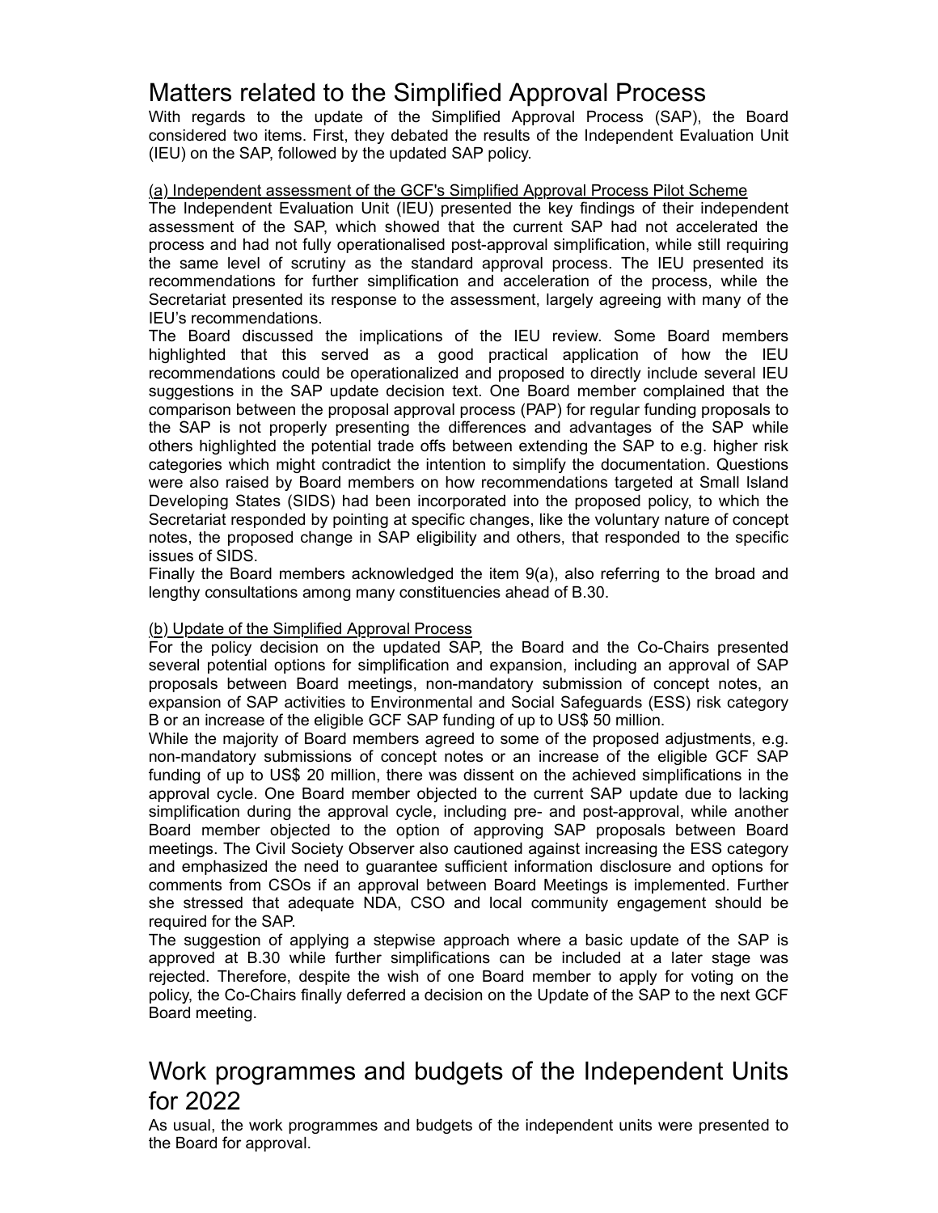## Matters related to the Simplified Approval Process

With regards to the update of the Simplified Approval Process (SAP), the Board considered two items. First, they debated the results of the Independent Evaluation Unit (IEU) on the SAP, followed by the updated SAP policy.

(a) Independent assessment of the GCF's Simplified Approval Process Pilot Scheme

The Independent Evaluation Unit (IEU) presented the key findings of their independent assessment of the SAP, which showed that the current SAP had not accelerated the process and had not fully operationalised post-approval simplification, while still requiring the same level of scrutiny as the standard approval process. The IEU presented its recommendations for further simplification and acceleration of the process, while the Secretariat presented its response to the assessment, largely agreeing with many of the IEU's recommendations.

The Board discussed the implications of the IEU review. Some Board members highlighted that this served as a good practical application of how the IEU recommendations could be operationalized and proposed to directly include several IEU suggestions in the SAP update decision text. One Board member complained that the comparison between the proposal approval process (PAP) for regular funding proposals to the SAP is not properly presenting the differences and advantages of the SAP while others highlighted the potential trade offs between extending the SAP to e.g. higher risk categories which might contradict the intention to simplify the documentation. Questions were also raised by Board members on how recommendations targeted at Small Island Developing States (SIDS) had been incorporated into the proposed policy, to which the Secretariat responded by pointing at specific changes, like the voluntary nature of concept notes, the proposed change in SAP eligibility and others, that responded to the specific issues of SIDS.

Finally the Board members acknowledged the item 9(a), also referring to the broad and lengthy consultations among many constituencies ahead of B.30.

(b) Update of the Simplified Approval Process

For the policy decision on the updated SAP, the Board and the Co-Chairs presented several potential options for simplification and expansion, including an approval of SAP proposals between Board meetings, non-mandatory submission of concept notes, an expansion of SAP activities to Environmental and Social Safeguards (ESS) risk category B or an increase of the eligible GCF SAP funding of up to US$ 50 million.

While the majority of Board members agreed to some of the proposed adjustments, e.g. non-mandatory submissions of concept notes or an increase of the eligible GCF SAP funding of up to US$ 20 million, there was dissent on the achieved simplifications in the approval cycle. One Board member objected to the current SAP update due to lacking simplification during the approval cycle, including pre- and post-approval, while another Board member objected to the option of approving SAP proposals between Board meetings. The Civil Society Observer also cautioned against increasing the ESS category and emphasized the need to guarantee sufficient information disclosure and options for comments from CSOs if an approval between Board Meetings is implemented. Further she stressed that adequate NDA, CSO and local community engagement should be required for the SAP.

The suggestion of applying a stepwise approach where a basic update of the SAP is approved at B.30 while further simplifications can be included at a later stage was rejected. Therefore, despite the wish of one Board member to apply for voting on the policy, the Co-Chairs finally deferred a decision on the Update of the SAP to the next GCF Board meeting.

## Work programmes and budgets of the Independent Units for 2022

As usual, the work programmes and budgets of the independent units were presented to the Board for approval.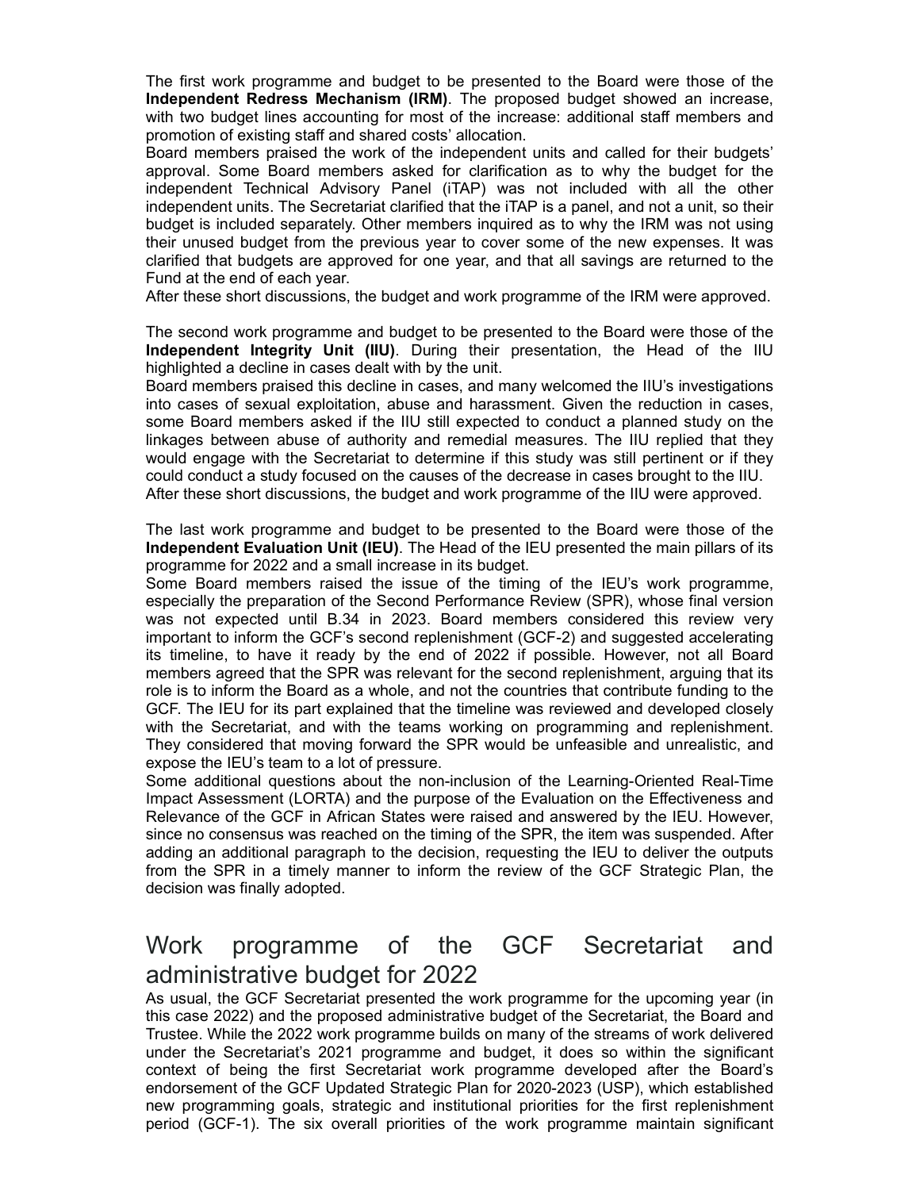The first work programme and budget to be presented to the Board were those of the **Independent Redress Mechanism (IRM)**. The proposed budget showed an increase, with two budget lines accounting for most of the increase: additional staff members and promotion of existing staff and shared costs' allocation.

Board members praised the work of the independent units and called for their budgets' approval. Some Board members asked for clarification as to why the budget for the independent Technical Advisory Panel (iTAP) was not included with all the other independent units. The Secretariat clarified that the iTAP is a panel, and not a unit, so their budget is included separately. Other members inquired as to why the IRM was not using their unused budget from the previous year to cover some of the new expenses. It was clarified that budgets are approved for one year, and that all savings are returned to the Fund at the end of each year.

After these short discussions, the budget and work programme of the IRM were approved.

The second work programme and budget to be presented to the Board were those of the **Independent Integrity Unit (IIU)**. During their presentation, the Head of the IIU highlighted a decline in cases dealt with by the unit.

Board members praised this decline in cases, and many welcomed the IIU's investigations into cases of sexual exploitation, abuse and harassment. Given the reduction in cases, some Board members asked if the IIU still expected to conduct a planned study on the linkages between abuse of authority and remedial measures. The IIU replied that they would engage with the Secretariat to determine if this study was still pertinent or if they could conduct a study focused on the causes of the decrease in cases brought to the IIU.

After these short discussions, the budget and work programme of the IIU were approved.

The last work programme and budget to be presented to the Board were those of the **Independent Evaluation Unit (IEU)**. The Head of the IEU presented the main pillars of its programme for 2022 and a small increase in its budget.

Some Board members raised the issue of the timing of the IEU's work programme, especially the preparation of the Second Performance Review (SPR), whose final version was not expected until B.34 in 2023. Board members considered this review very important to inform the GCF's second replenishment (GCF-2) and suggested accelerating its timeline, to have it ready by the end of 2022 if possible. However, not all Board members agreed that the SPR was relevant for the second replenishment, arguing that its role is to inform the Board as a whole, and not the countries that contribute funding to the GCF. The IEU for its part explained that the timeline was reviewed and developed closely with the Secretariat, and with the teams working on programming and replenishment. They considered that moving forward the SPR would be unfeasible and unrealistic, and expose the IEU's team to a lot of pressure.

Some additional questions about the non-inclusion of the Learning-Oriented Real-Time Impact Assessment (LORTA) and the purpose of the Evaluation on the Effectiveness and Relevance of the GCF in African States were raised and answered by the IEU. However, since no consensus was reached on the timing of the SPR, the item was suspended. After adding an additional paragraph to the decision, requesting the IEU to deliver the outputs from the SPR in a timely manner to inform the review of the GCF Strategic Plan, the decision was finally adopted.

## Work programme of the GCF Secretariat and administrative budget for 2022

As usual, the GCF Secretariat presented the work programme for the upcoming year (in this case 2022) and the proposed administrative budget of the Secretariat, the Board and Trustee. While the 2022 work programme builds on many of the streams of work delivered under the Secretariat's 2021 programme and budget, it does so within the significant context of being the first Secretariat work programme developed after the Board's endorsement of the GCF Updated Strategic Plan for 2020-2023 (USP), which established new programming goals, strategic and institutional priorities for the first replenishment period (GCF-1). The six overall priorities of the work programme maintain significant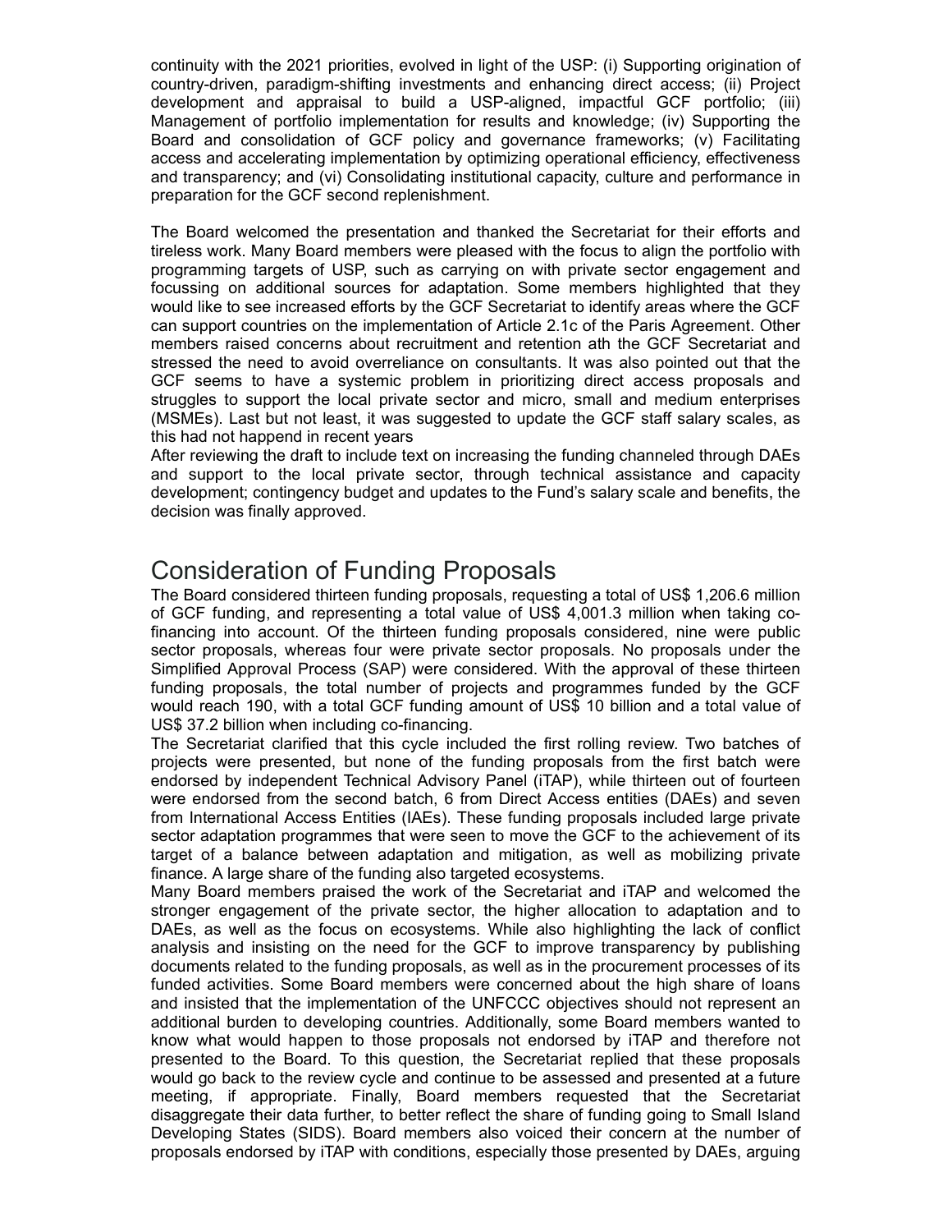continuity with the 2021 priorities, evolved in light of the USP: (i) Supporting origination of country-driven, paradigm-shifting investments and enhancing direct access; (ii) Project development and appraisal to build a USP-aligned, impactful GCF portfolio; (iii) Management of portfolio implementation for results and knowledge; (iv) Supporting the Board and consolidation of GCF policy and governance frameworks; (v) Facilitating access and accelerating implementation by optimizing operational efficiency, effectiveness and transparency; and (vi) Consolidating institutional capacity, culture and performance in preparation for the GCF second replenishment.

The Board welcomed the presentation and thanked the Secretariat for their efforts and tireless work. Many Board members were pleased with the focus to align the portfolio with programming targets of USP, such as carrying on with private sector engagement and focussing on additional sources for adaptation. Some members highlighted that they would like to see increased efforts by the GCF Secretariat to identify areas where the GCF can support countries on the implementation of Article 2.1c of the Paris Agreement. Other members raised concerns about recruitment and retention ath the GCF Secretariat and stressed the need to avoid overreliance on consultants. It was also pointed out that the GCF seems to have a systemic problem in prioritizing direct access proposals and struggles to support the local private sector and micro, small and medium enterprises (MSMEs). Last but not least, it was suggested to update the GCF staff salary scales, as this had not happend in recent years

After reviewing the draft to include text on increasing the funding channeled through DAEs and support to the local private sector, through technical assistance and capacity development; contingency budget and updates to the Fund's salary scale and benefits, the decision was finally approved.

# Consideration of Funding Proposals

The Board considered thirteen funding proposals, requesting a total of US$ 1,206.6 million of GCF funding, and representing a total value of US$ 4,001.3 million when taking co-financing into account. Of the thirteen funding proposals considered, nine were public sector proposals, whereas four were private sector proposals. No proposals under the Simplified Approval Process (SAP) were considered. With the approval of these thirteen funding proposals, the total number of projects and programmes funded by the GCF would reach 190, with a total GCF funding amount of US$ 10 billion and a total value of US$ 37.2 billion when including co-financing.

The Secretariat clarified that this cycle included the first rolling review. Two batches of projects were presented, but none of the funding proposals from the first batch were endorsed by independent Technical Advisory Panel (iTAP), while thirteen out of fourteen were endorsed from the second batch, 6 from Direct Access entities (DAEs) and seven from International Access Entities (IAEs). These funding proposals included large private sector adaptation programmes that were seen to move the GCF to the achievement of its target of a balance between adaptation and mitigation, as well as mobilizing private finance. A large share of the funding also targeted ecosystems.

Many Board members praised the work of the Secretariat and iTAP and welcomed the stronger engagement of the private sector, the higher allocation to adaptation and to DAEs, as well as the focus on ecosystems. While also highlighting the lack of conflict analysis and insisting on the need for the GCF to improve transparency by publishing documents related to the funding proposals, as well as in the procurement processes of its funded activities. Some Board members were concerned about the high share of loans and insisted that the implementation of the UNFCCC objectives should not represent an additional burden to developing countries. Additionally, some Board members wanted to know what would happen to those proposals not endorsed by iTAP and therefore not presented to the Board. To this question, the Secretariat replied that these proposals would go back to the review cycle and continue to be assessed and presented at a future meeting, if appropriate. Finally, Board members requested that the Secretariat disaggregate their data further, to better reflect the share of funding going to Small Island Developing States (SIDS). Board members also voiced their concern at the number of proposals endorsed by iTAP with conditions, especially those presented by DAEs, arguing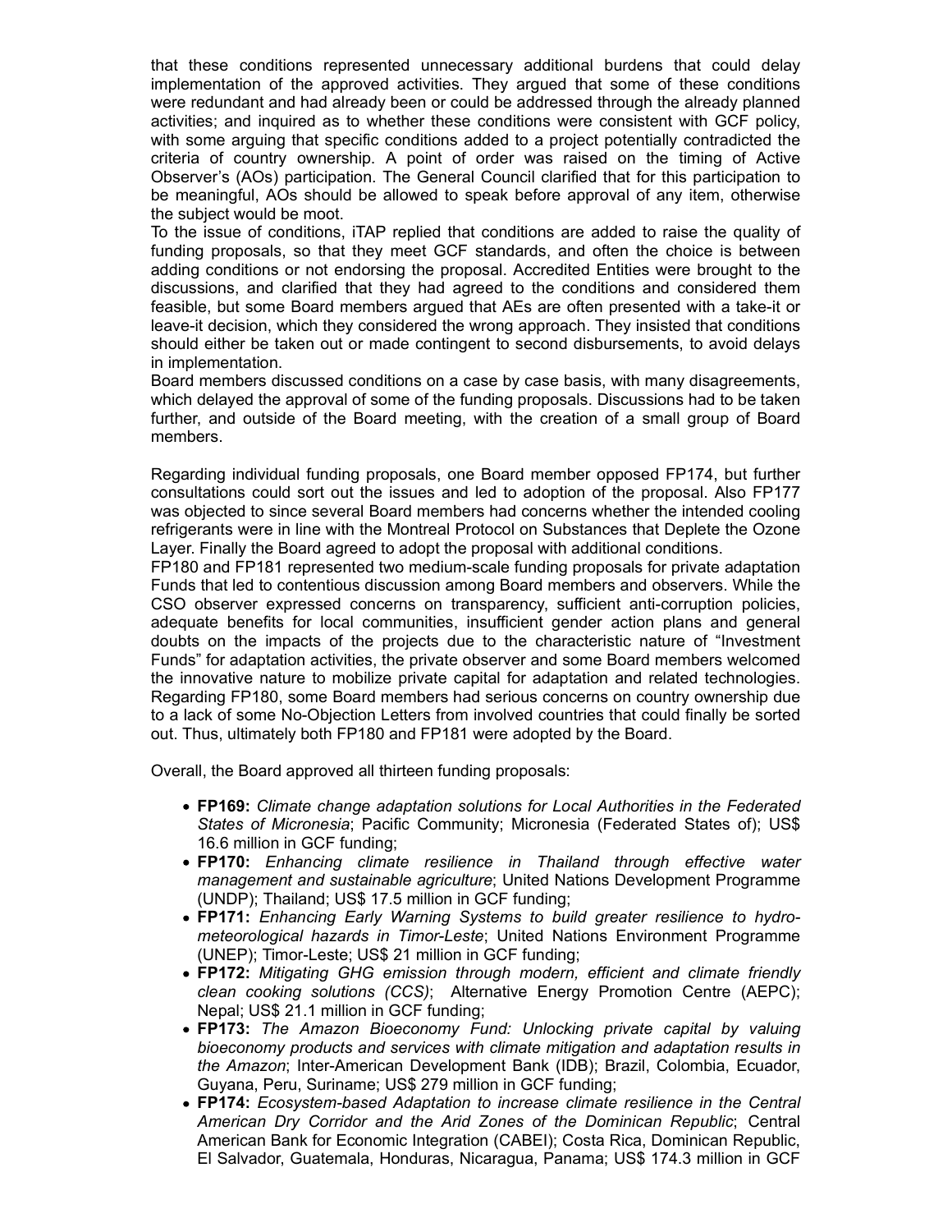that these conditions represented unnecessary additional burdens that could delay implementation of the approved activities. They argued that some of these conditions were redundant and had already been or could be addressed through the already planned activities; and inquired as to whether these conditions were consistent with GCF policy, with some arguing that specific conditions added to a project potentially contradicted the criteria of country ownership. A point of order was raised on the timing of Active Observer's (AOs) participation. The General Council clarified that for this participation to be meaningful, AOs should be allowed to speak before approval of any item, otherwise the subject would be moot.

To the issue of conditions, iTAP replied that conditions are added to raise the quality of funding proposals, so that they meet GCF standards, and often the choice is between adding conditions or not endorsing the proposal. Accredited Entities were brought to the discussions, and clarified that they had agreed to the conditions and considered them feasible, but some Board members argued that AEs are often presented with a take-it or leave-it decision, which they considered the wrong approach. They insisted that conditions should either be taken out or made contingent to second disbursements, to avoid delays in implementation.

Board members discussed conditions on a case by case basis, with many disagreements, which delayed the approval of some of the funding proposals. Discussions had to be taken further, and outside of the Board meeting, with the creation of a small group of Board members.

Regarding individual funding proposals, one Board member opposed FP174, but further consultations could sort out the issues and led to adoption of the proposal. Also FP177 was objected to since several Board members had concerns whether the intended cooling refrigerants were in line with the Montreal Protocol on Substances that Deplete the Ozone Layer. Finally the Board agreed to adopt the proposal with additional conditions.

FP180 and FP181 represented two medium-scale funding proposals for private adaptation Funds that led to contentious discussion among Board members and observers. While the CSO observer expressed concerns on transparency, sufficient anti-corruption policies, adequate benefits for local communities, insufficient gender action plans and general doubts on the impacts of the projects due to the characteristic nature of "Investment Funds" for adaptation activities, the private observer and some Board members welcomed the innovative nature to mobilize private capital for adaptation and related technologies. Regarding FP180, some Board members had serious concerns on country ownership due to a lack of some No-Objection Letters from involved countries that could finally be sorted out. Thus, ultimately both FP180 and FP181 were adopted by the Board.

Overall, the Board approved all thirteen funding proposals:

- **FP169:** *Climate change adaptation solutions for Local Authorities in the Federated States of Micronesia*; Pacific Community; Micronesia (Federated States of); US$ 16.6 million in GCF funding;
- **FP170:** *Enhancing climate resilience in Thailand through effective water management and sustainable agriculture*; United Nations Development Programme (UNDP); Thailand; US$ 17.5 million in GCF funding;
- **FP171:** *Enhancing Early Warning Systems to build greater resilience to hydro-meteorological hazards in Timor-Leste*; United Nations Environment Programme (UNEP); Timor-Leste; US$ 21 million in GCF funding;
- **FP172:** *Mitigating GHG emission through modern, efficient and climate friendly clean cooking solutions (CCS)*; Alternative Energy Promotion Centre (AEPC); Nepal; US$ 21.1 million in GCF funding;
- **FP173:** *The Amazon Bioeconomy Fund: Unlocking private capital by valuing bioeconomy products and services with climate mitigation and adaptation results in the Amazon*; Inter-American Development Bank (IDB); Brazil, Colombia, Ecuador, Guyana, Peru, Suriname; US$ 279 million in GCF funding;
- **FP174:** *Ecosystem-based Adaptation to increase climate resilience in the Central American Dry Corridor and the Arid Zones of the Dominican Republic*; Central American Bank for Economic Integration (CABEI); Costa Rica, Dominican Republic, El Salvador, Guatemala, Honduras, Nicaragua, Panama; US$ 174.3 million in GCF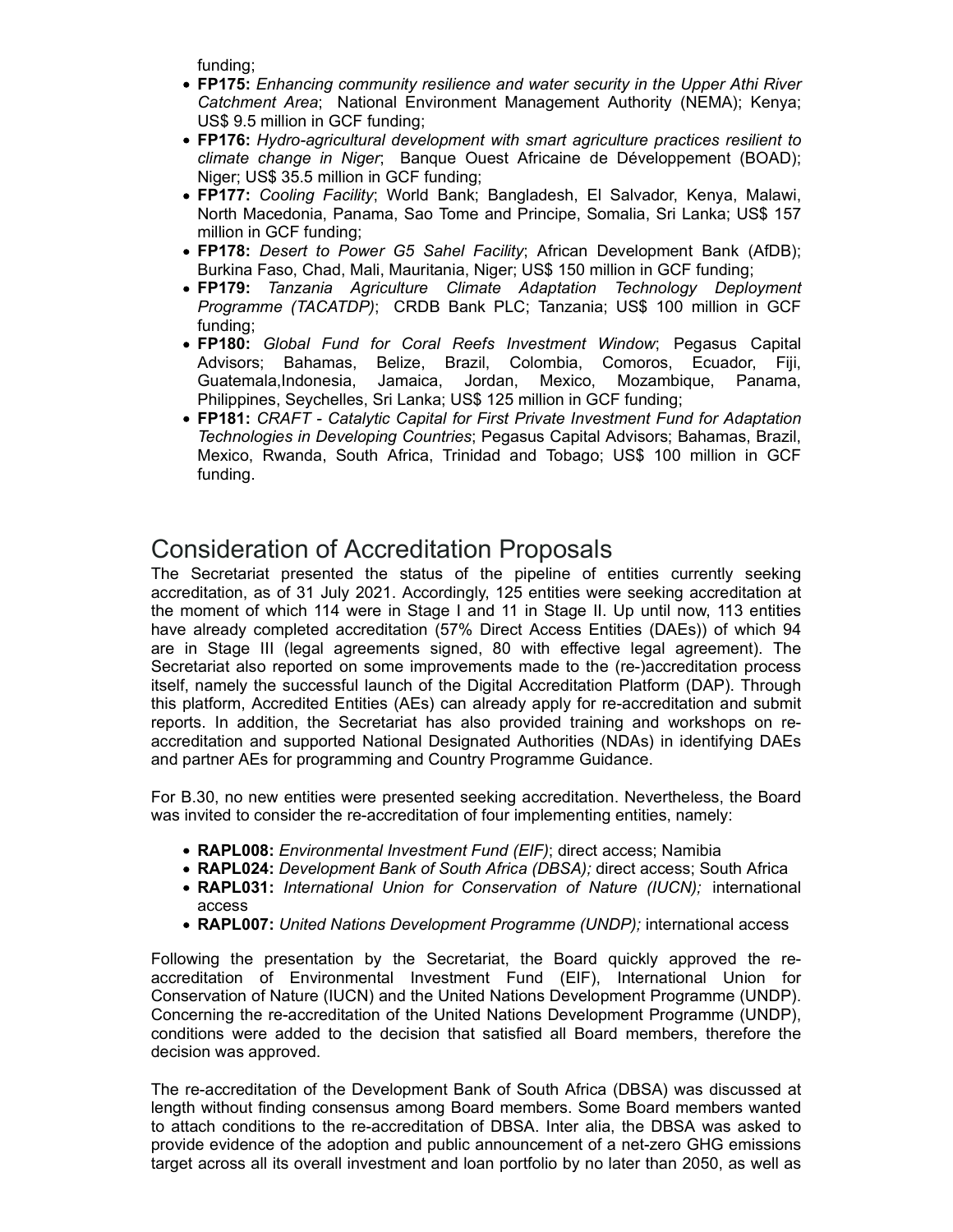funding;

- **FP175:** *Enhancing community resilience and water security in the Upper Athi River Catchment Area*; National Environment Management Authority (NEMA); Kenya; US$ 9.5 million in GCF funding;
- **FP176:** *Hydro-agricultural development with smart agriculture practices resilient to climate change in Niger*; Banque Ouest Africaine de Développement (BOAD); Niger; US$ 35.5 million in GCF funding;
- **FP177:** *Cooling Facility*; World Bank; Bangladesh, El Salvador, Kenya, Malawi, North Macedonia, Panama, Sao Tome and Principe, Somalia, Sri Lanka; US$ 157 million in GCF funding;
- **FP178:** *Desert to Power G5 Sahel Facility*; African Development Bank (AfDB); Burkina Faso, Chad, Mali, Mauritania, Niger; US$ 150 million in GCF funding;
- **FP179:** *Tanzania Agriculture Climate Adaptation Technology Deployment Programme (TACATDP)*; CRDB Bank PLC; Tanzania; US$ 100 million in GCF funding;
- **FP180:** *Global Fund for Coral Reefs Investment Window*; Pegasus Capital Advisors; Bahamas, Belize, Brazil, Colombia, Comoros, Ecuador, Fiji, Guatemala,Indonesia, Jamaica, Jordan, Mexico, Mozambique, Panama, Philippines, Seychelles, Sri Lanka; US$ 125 million in GCF funding;
- **FP181:** *CRAFT - Catalytic Capital for First Private Investment Fund for Adaptation Technologies in Developing Countries*; Pegasus Capital Advisors; Bahamas, Brazil, Mexico, Rwanda, South Africa, Trinidad and Tobago; US$ 100 million in GCF funding.

## Consideration of Accreditation Proposals

The Secretariat presented the status of the pipeline of entities currently seeking accreditation, as of 31 July 2021. Accordingly, 125 entities were seeking accreditation at the moment of which 114 were in Stage I and 11 in Stage II. Up until now, 113 entities have already completed accreditation (57% Direct Access Entities (DAEs)) of which 94 are in Stage III (legal agreements signed, 80 with effective legal agreement). The Secretariat also reported on some improvements made to the (re-)accreditation process itself, namely the successful launch of the Digital Accreditation Platform (DAP). Through this platform, Accredited Entities (AEs) can already apply for re-accreditation and submit reports. In addition, the Secretariat has also provided training and workshops on re-accreditation and supported National Designated Authorities (NDAs) in identifying DAEs and partner AEs for programming and Country Programme Guidance.

For B.30, no new entities were presented seeking accreditation. Nevertheless, the Board was invited to consider the re-accreditation of four implementing entities, namely:

- **RAPL008:** *Environmental Investment Fund (EIF)*; direct access; Namibia
- **RAPL024:** *Development Bank of South Africa (DBSA);* direct access; South Africa
- **RAPL031:** *International Union for Conservation of Nature (IUCN);* international access
- **RAPL007:** *United Nations Development Programme (UNDP);* international access

Following the presentation by the Secretariat, the Board quickly approved the re-accreditation of Environmental Investment Fund (EIF), International Union for Conservation of Nature (IUCN) and the United Nations Development Programme (UNDP). Concerning the re-accreditation of the United Nations Development Programme (UNDP), conditions were added to the decision that satisfied all Board members, therefore the decision was approved.

The re-accreditation of the Development Bank of South Africa (DBSA) was discussed at length without finding consensus among Board members. Some Board members wanted to attach conditions to the re-accreditation of DBSA. Inter alia, the DBSA was asked to provide evidence of the adoption and public announcement of a net-zero GHG emissions target across all its overall investment and loan portfolio by no later than 2050, as well as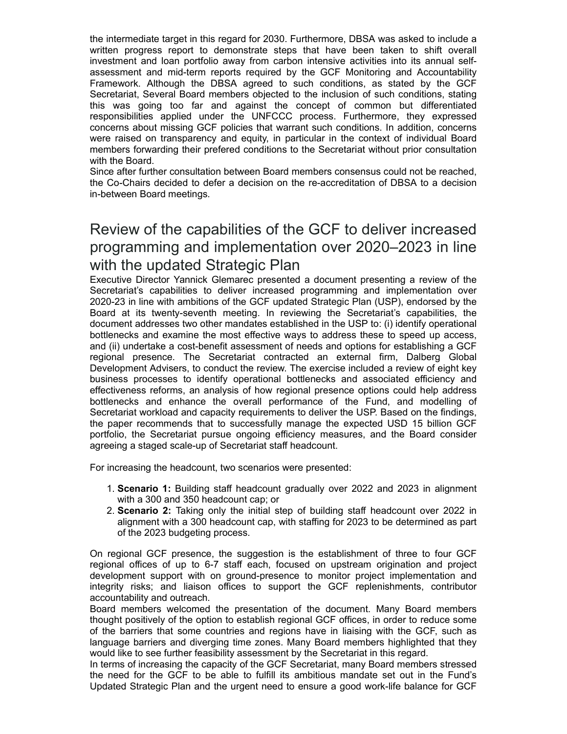the intermediate target in this regard for 2030. Furthermore, DBSA was asked to include a written progress report to demonstrate steps that have been taken to shift overall investment and loan portfolio away from carbon intensive activities into its annual self-assessment and mid-term reports required by the GCF Monitoring and Accountability Framework. Although the DBSA agreed to such conditions, as stated by the GCF Secretariat, Several Board members objected to the inclusion of such conditions, stating this was going too far and against the concept of common but differentiated responsibilities applied under the UNFCCC process. Furthermore, they expressed concerns about missing GCF policies that warrant such conditions. In addition, concerns were raised on transparency and equity, in particular in the context of individual Board members forwarding their prefered conditions to the Secretariat without prior consultation with the Board.

Since after further consultation between Board members consensus could not be reached, the Co-Chairs decided to defer a decision on the re-accreditation of DBSA to a decision in-between Board meetings.

# Review of the capabilities of the GCF to deliver increased programming and implementation over 2020–2023 in line with the updated Strategic Plan

Executive Director Yannick Glemarec presented a document presenting a review of the Secretariat's capabilities to deliver increased programming and implementation over 2020-23 in line with ambitions of the GCF updated Strategic Plan (USP), endorsed by the Board at its twenty-seventh meeting. In reviewing the Secretariat's capabilities, the document addresses two other mandates established in the USP to: (i) identify operational bottlenecks and examine the most effective ways to address these to speed up access, and (ii) undertake a cost-benefit assessment of needs and options for establishing a GCF regional presence. The Secretariat contracted an external firm, Dalberg Global Development Advisers, to conduct the review. The exercise included a review of eight key business processes to identify operational bottlenecks and associated efficiency and effectiveness reforms, an analysis of how regional presence options could help address bottlenecks and enhance the overall performance of the Fund, and modelling of Secretariat workload and capacity requirements to deliver the USP. Based on the findings, the paper recommends that to successfully manage the expected USD 15 billion GCF portfolio, the Secretariat pursue ongoing efficiency measures, and the Board consider agreeing a staged scale-up of Secretariat staff headcount.

For increasing the headcount, two scenarios were presented:

1. **Scenario 1:** Building staff headcount gradually over 2022 and 2023 in alignment with a 300 and 350 headcount cap; or
2. **Scenario 2:** Taking only the initial step of building staff headcount over 2022 in alignment with a 300 headcount cap, with staffing for 2023 to be determined as part of the 2023 budgeting process.

On regional GCF presence, the suggestion is the establishment of three to four GCF regional offices of up to 6-7 staff each, focused on upstream origination and project development support with on ground-presence to monitor project implementation and integrity risks; and liaison offices to support the GCF replenishments, contributor accountability and outreach.

Board members welcomed the presentation of the document. Many Board members thought positively of the option to establish regional GCF offices, in order to reduce some of the barriers that some countries and regions have in liaising with the GCF, such as language barriers and diverging time zones. Many Board members highlighted that they would like to see further feasibility assessment by the Secretariat in this regard.

In terms of increasing the capacity of the GCF Secretariat, many Board members stressed the need for the GCF to be able to fulfill its ambitious mandate set out in the Fund's Updated Strategic Plan and the urgent need to ensure a good work-life balance for GCF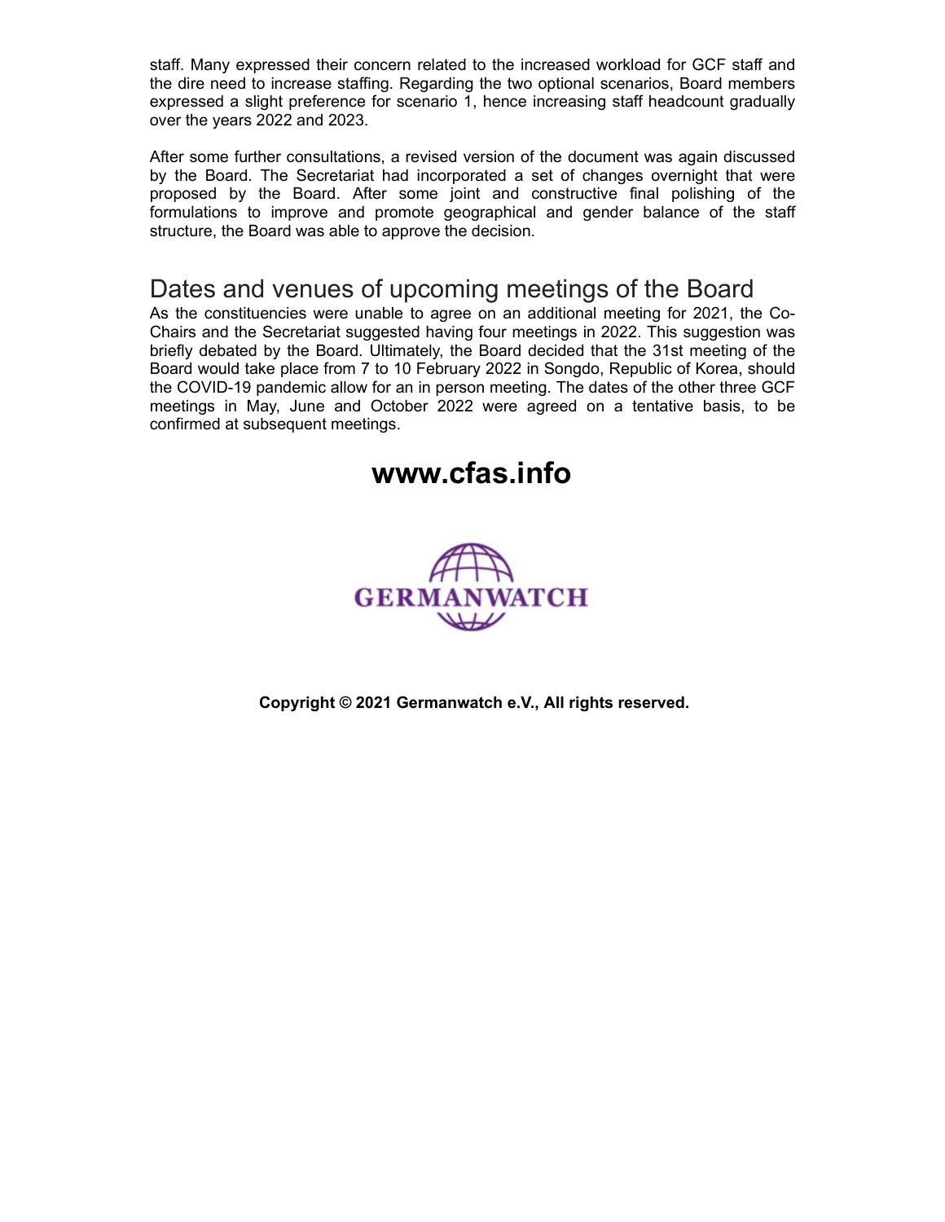staff. Many expressed their concern related to the increased workload for GCF staff and the dire need to increase staffing. Regarding the two optional scenarios, Board members expressed a slight preference for scenario 1, hence increasing staff headcount gradually over the years 2022 and 2023.

After some further consultations, a revised version of the document was again discussed by the Board. The Secretariat had incorporated a set of changes overnight that were proposed by the Board. After some joint and constructive final polishing of the formulations to improve and promote geographical and gender balance of the staff structure, the Board was able to approve the decision.

## Dates and venues of upcoming meetings of the Board

As the constituencies were unable to agree on an additional meeting for 2021, the Co-Chairs and the Secretariat suggested having four meetings in 2022. This suggestion was briefly debated by the Board. Ultimately, the Board decided that the 31st meeting of the Board would take place from 7 to 10 February 2022 in Songdo, Republic of Korea, should the COVID-19 pandemic allow for an in person meeting. The dates of the other three GCF meetings in May, June and October 2022 were agreed on a tentative basis, to be confirmed at subsequent meetings.

**www.cfas.info**

GERMANWATCH

**Copyright © 2021 Germanwatch e.V., All rights reserved.**